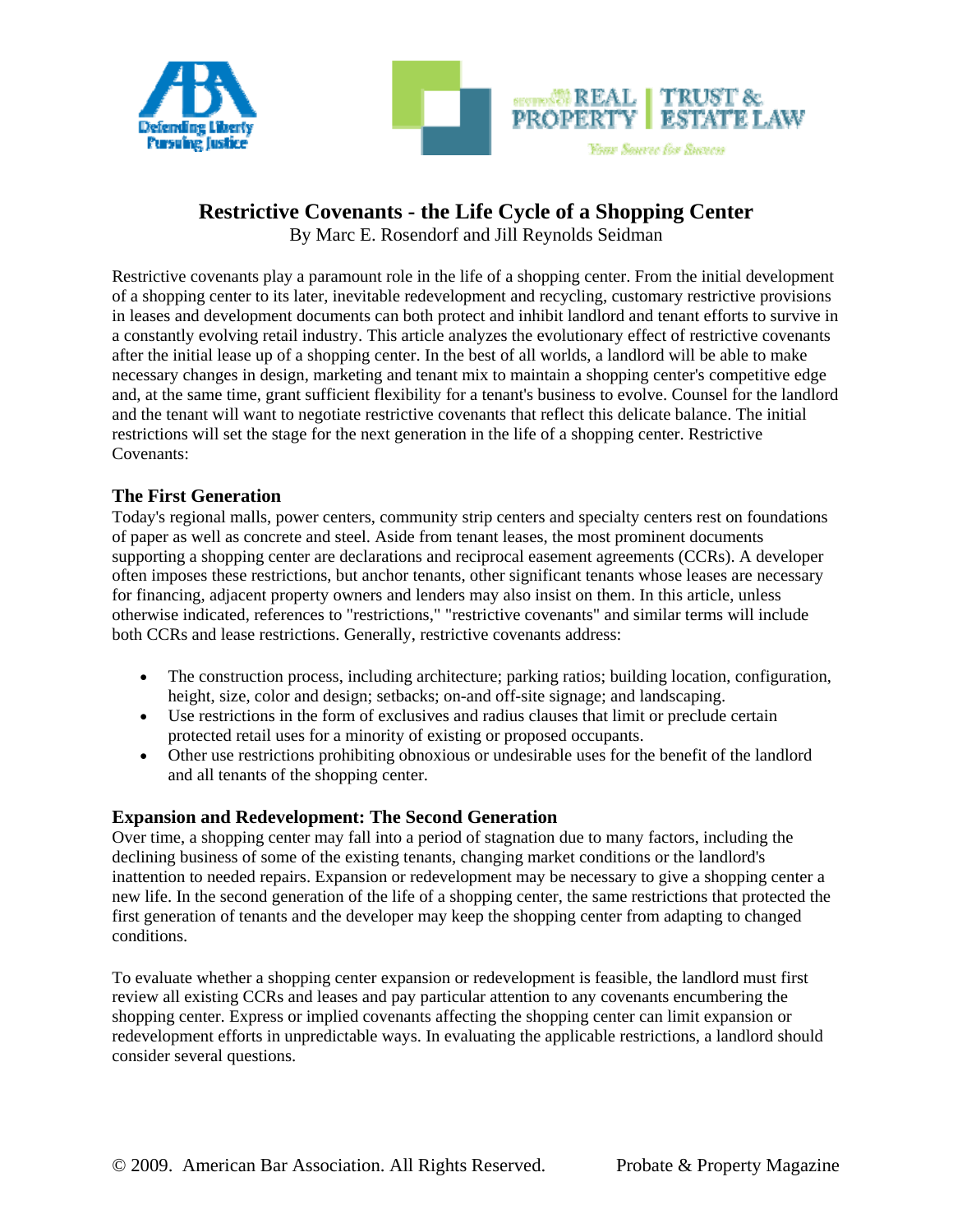# Restrictive Covenants - the Life Cycle of a Shopping Center

By Marc E. Rosendorf and Jill Reynolds Seidman

Restrictive covenants play a paramount role in the life of a shopping center. From the initial development of a shopping center to its later, inevitable redevelopment and recycling, customary restrictive provisions in leases and development documents can both protect and inhibit landlord and tenant efforts to survive in a constantly evolving retail industry. This article analyzes the evolutionary effect of restrictive covenants after the initial lease up of a shopping center. In the best of all worlds, a landlord will be able to make necessary changes in design, marketing and tenant mix to maintain a shopping center's competitive edge and, at the same time, grant sufficient flexibility for a tenant's business to evolve. Counsel for the landlord and the tenant will want to negotiate restrictive covenants that reflect this delicate balance. The initial restrictions will set the stage for the next generation in the life of a shopping center. Restrictive Covenants:

### The First Generation

Today's regional malls, power centers, community strip centers and specialty centers rest on foundations of paper as well as concrete and steel. Aside from tenant leases, the most prominent documents supporting a shopping center are declarations and reciprocal easement agreements (CCRs). A developer often imposes these restrictions, but anchor tenants, other significant tenants whose leases are necessary for financing, adjacent property owners and lenders may also insist on them. In this article, unless otherwise indicated, references to "restrictions," "restrictive covenants" and similar terms will include both CCRs and lease restrictions. Generally, restrictive covenants address:

- The construction process, including architecture; parking ratios; building location, configuration, height, size, color and design; setbacks; on-and off-site signage; and landscaping.
- Use restrictions in the form of exclusives and radius clauses that limit or preclude certain protected retail uses for a minority of existing or proposed occupants.
- Other use restrictions prohibiting obnoxious or undesirable uses for the benefit of the landlord and all tenants of the shopping center.

### Expansion and Redevelopment: The Second Generation

Over time, a shopping center may fall into a period of stagnation due to many factors, including the declining business of some of the existing tenants, changing market conditions or the landlord's inattention to needed repairs. Expansion or redevelopment may be necessary to give a shopping center a new life. In the second generation of the life of a shopping center, the same restrictions that protected the first generation of tenants and the developer may keep the shopping center from adapting to changed conditions.

To evaluate whether a shopping center expansion or redevelopment is feasible, the landlord must first review all existing CCRs and leases and pay particular attention to any covenants encumbering the shopping center. Express or implied covenants affecting the shopping center can limit expansion or redevelopment efforts in unpredictable ways. In evaluating the applicable restrictions, a landlord should consider several questions.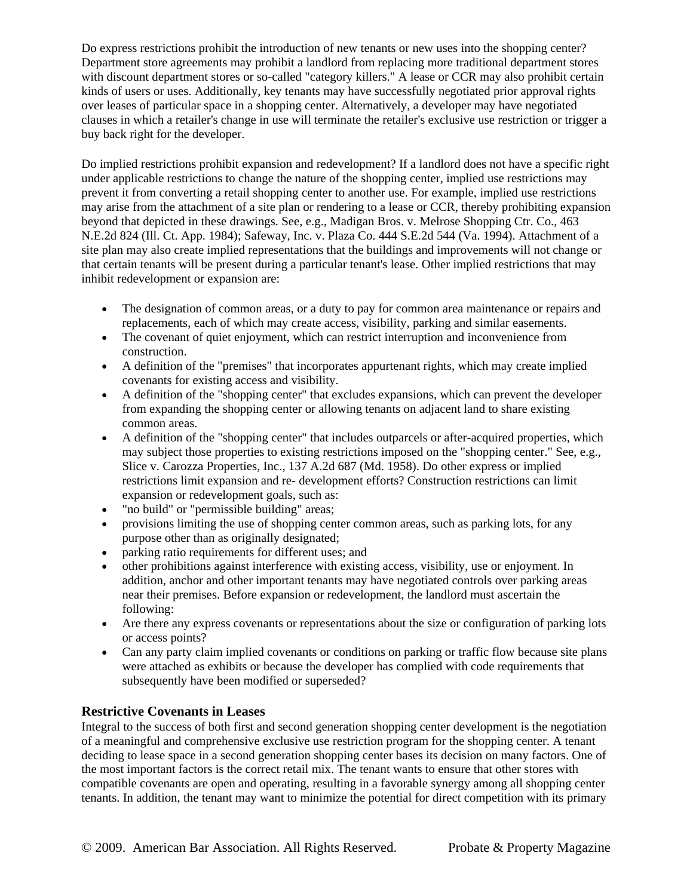Do express restrictions prohibit the introduction of new tenants or new uses into the shopping center? Department store agreements may prohibit a landlord from replacing more traditional department stores with discount department stores or so-called "category killers." A lease or CCR may also prohibit certain kinds of users or uses. Additionally, key tenants may have successfully negotiated prior approval rights over leases of particular space in a shopping center. Alternatively, a developer may have negotiated clauses in which a retailer's change in use will terminate the retailer's exclusive use restriction or trigger a buy back right for the developer.

Do implied restrictions prohibit expansion and redevelopment? If a landlord does not have a specific right under applicable restrictions to change the nature of the shopping center, implied use restrictions may prevent it from converting a retail shopping center to another use. For example, implied use restrictions may arise from the attachment of a site plan or rendering to a lease or CCR, thereby prohibiting expansion beyond that depicted in these drawings. See, e.g., Madigan Bros. v. Melrose Shopping Ctr. Co., 463 N.E.2d 824 (Ill. Ct. App. 1984); Safeway, Inc. v. Plaza Co. 444 S.E.2d 544 (Va. 1994). Attachment of a site plan may also create implied representations that the buildings and improvements will not change or that certain tenants will be present during a particular tenant's lease. Other implied restrictions that may inhibit redevelopment or expansion are:

- The designation of common areas, or a duty to pay for common area maintenance or repairs and replacements, each of which may create access, visibility, parking and similar easements.
- The covenant of quiet enjoyment, which can restrict interruption and inconvenience from construction.
- A definition of the "premises" that incorporates appurtenant rights, which may create implied covenants for existing access and visibility.
- A definition of the "shopping center" that excludes expansions, which can prevent the developer from expanding the shopping center or allowing tenants on adjacent land to share existing common areas.
- A definition of the "shopping center" that includes outparcels or after-acquired properties, which may subject those properties to existing restrictions imposed on the "shopping center." See, e.g., Slice v. Carozza Properties, Inc., 137 A.2d 687 (Md. 1958). Do other express or implied restrictions limit expansion and re- development efforts? Construction restrictions can limit expansion or redevelopment goals, such as:
- "no build" or "permissible building" areas;
- provisions limiting the use of shopping center common areas, such as parking lots, for any purpose other than as originally designated;
- parking ratio requirements for different uses; and
- other prohibitions against interference with existing access, visibility, use or enjoyment. In addition, anchor and other important tenants may have negotiated controls over parking areas near their premises. Before expansion or redevelopment, the landlord must ascertain the following:
- Are there any express covenants or representations about the size or configuration of parking lots or access points?
- Can any party claim implied covenants or conditions on parking or traffic flow because site plans were attached as exhibits or because the developer has complied with code requirements that subsequently have been modified or superseded?

## Restrictive Covenants in Leases

Integral to the success of both first and second generation shopping center development is the negotiation of a meaningful and comprehensive exclusive use restriction program for the shopping center. A tenant deciding to lease space in a second generation shopping center bases its decision on many factors. One of the most important factors is the correct retail mix. The tenant wants to ensure that other stores with compatible covenants are open and operating, resulting in a favorable synergy among all shopping center tenants. In addition, the tenant may want to minimize the potential for direct competition with its primary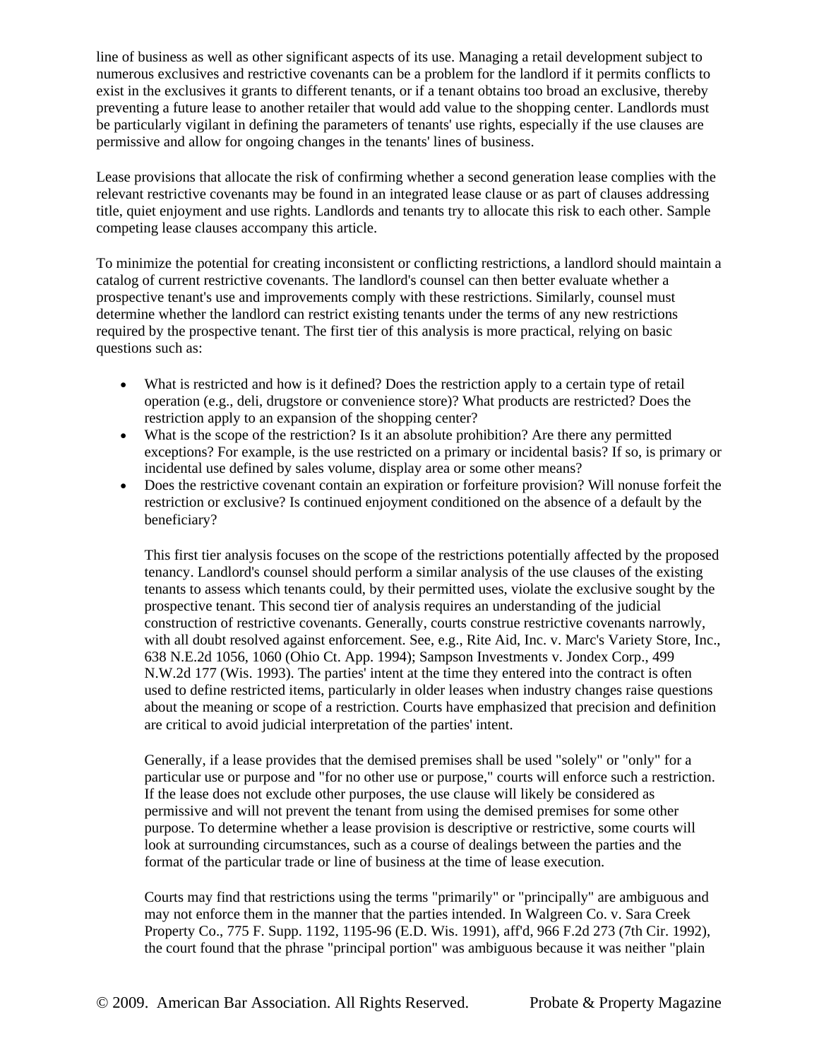line of business as well as other significant aspects of its use. Managing a retail development subject to numerous exclusives and restrictive covenants can be a problem for the landlord if it permits conflicts to exist in the exclusives it grants to different tenants, or if a tenant obtains too broad an exclusive, thereby preventing a future lease to another retailer that would add value to the shopping center. Landlords must be particularly vigilant in defining the parameters of tenants' use rights, especially if the use clauses are permissive and allow for ongoing changes in the tenants' lines of business.

Lease provisions that allocate the risk of confirming whether a second generation lease complies with the relevant restrictive covenants may be found in an integrated lease clause or as part of clauses addressing title, quiet enjoyment and use rights. Landlords and tenants try to allocate this risk to each other. Sample competing lease clauses accompany this article.

To minimize the potential for creating inconsistent or conflicting restrictions, a landlord should maintain a catalog of current restrictive covenants. The landlord's counsel can then better evaluate whether a prospective tenant's use and improvements comply with these restrictions. Similarly, counsel must determine whether the landlord can restrict existing tenants under the terms of any new restrictions required by the prospective tenant. The first tier of this analysis is more practical, relying on basic questions such as:

- What is restricted and how is it defined? Does the restriction apply to a certain type of retail operation (e.g., deli, drugstore or convenience store)? What products are restricted? Does the restriction apply to an expansion of the shopping center?
- What is the scope of the restriction? Is it an absolute prohibition? Are there any permitted exceptions? For example, is the use restricted on a primary or incidental basis? If so, is primary or incidental use defined by sales volume, display area or some other means?
- Does the restrictive covenant contain an expiration or forfeiture provision? Will nonuse forfeit the restriction or exclusive? Is continued enjoyment conditioned on the absence of a default by the beneficiary?

  This first tier analysis focuses on the scope of the restrictions potentially affected by the proposed tenancy. Landlord's counsel should perform a similar analysis of the use clauses of the existing tenants to assess which tenants could, by their permitted uses, violate the exclusive sought by the prospective tenant. This second tier of analysis requires an understanding of the judicial construction of restrictive covenants. Generally, courts construe restrictive covenants narrowly, with all doubt resolved against enforcement. See, e.g., Rite Aid, Inc. v. Marc's Variety Store, Inc., 638 N.E.2d 1056, 1060 (Ohio Ct. App. 1994); Sampson Investments v. Jondex Corp., 499 N.W.2d 177 (Wis. 1993). The parties' intent at the time they entered into the contract is often used to define restricted items, particularly in older leases when industry changes raise questions about the meaning or scope of a restriction. Courts have emphasized that precision and definition are critical to avoid judicial interpretation of the parties' intent.

  Generally, if a lease provides that the demised premises shall be used "solely" or "only" for a particular use or purpose and "for no other use or purpose," courts will enforce such a restriction. If the lease does not exclude other purposes, the use clause will likely be considered as permissive and will not prevent the tenant from using the demised premises for some other purpose. To determine whether a lease provision is descriptive or restrictive, some courts will look at surrounding circumstances, such as a course of dealings between the parties and the format of the particular trade or line of business at the time of lease execution.

  Courts may find that restrictions using the terms "primarily" or "principally" are ambiguous and may not enforce them in the manner that the parties intended. In Walgreen Co. v. Sara Creek Property Co., 775 F. Supp. 1192, 1195-96 (E.D. Wis. 1991), aff'd, 966 F.2d 273 (7th Cir. 1992), the court found that the phrase "principal portion" was ambiguous because it was neither "plain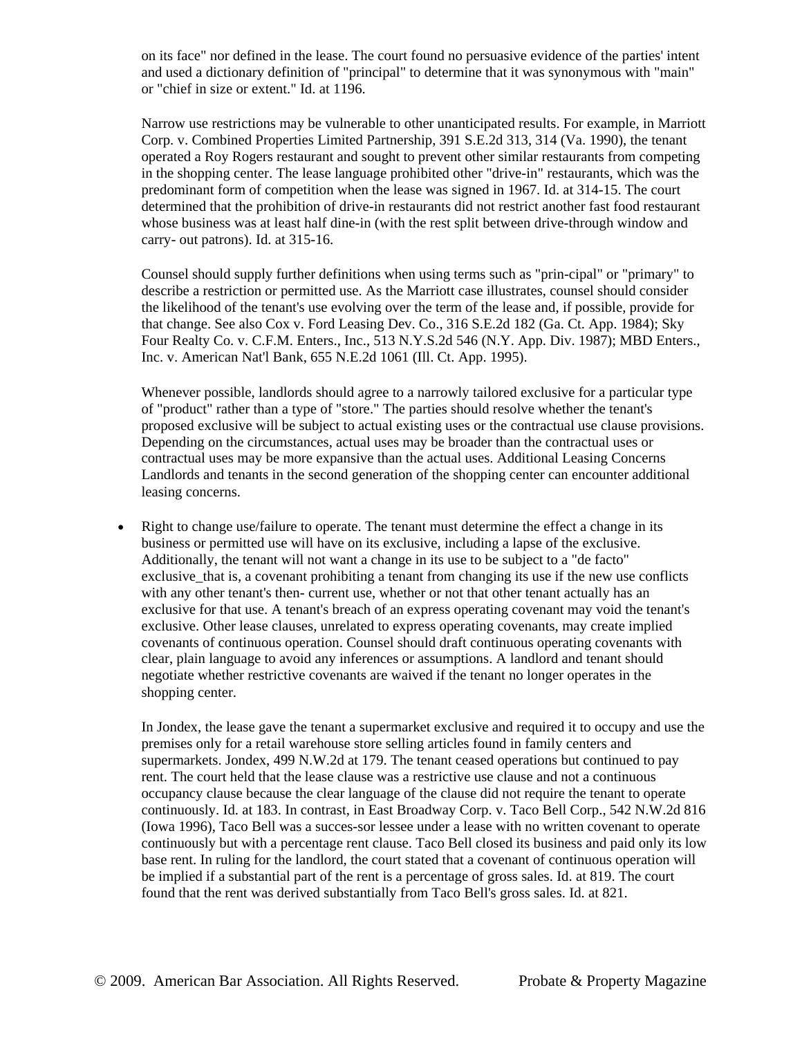on its face" nor defined in the lease. The court found no persuasive evidence of the parties' intent and used a dictionary definition of "principal" to determine that it was synonymous with "main" or "chief in size or extent." Id. at 1196.

Narrow use restrictions may be vulnerable to other unanticipated results. For example, in Marriott Corp. v. Combined Properties Limited Partnership, 391 S.E.2d 313, 314 (Va. 1990), the tenant operated a Roy Rogers restaurant and sought to prevent other similar restaurants from competing in the shopping center. The lease language prohibited other "drive-in" restaurants, which was the predominant form of competition when the lease was signed in 1967. Id. at 314-15. The court determined that the prohibition of drive-in restaurants did not restrict another fast food restaurant whose business was at least half dine-in (with the rest split between drive-through window and carry- out patrons). Id. at 315-16.

Counsel should supply further definitions when using terms such as "prin-cipal" or "primary" to describe a restriction or permitted use. As the Marriott case illustrates, counsel should consider the likelihood of the tenant's use evolving over the term of the lease and, if possible, provide for that change. See also Cox v. Ford Leasing Dev. Co., 316 S.E.2d 182 (Ga. Ct. App. 1984); Sky Four Realty Co. v. C.F.M. Enters., Inc., 513 N.Y.S.2d 546 (N.Y. App. Div. 1987); MBD Enters., Inc. v. American Nat'l Bank, 655 N.E.2d 1061 (Ill. Ct. App. 1995).

Whenever possible, landlords should agree to a narrowly tailored exclusive for a particular type of "product" rather than a type of "store." The parties should resolve whether the tenant's proposed exclusive will be subject to actual existing uses or the contractual use clause provisions. Depending on the circumstances, actual uses may be broader than the contractual uses or contractual uses may be more expansive than the actual uses. Additional Leasing Concerns Landlords and tenants in the second generation of the shopping center can encounter additional leasing concerns.

- Right to change use/failure to operate. The tenant must determine the effect a change in its business or permitted use will have on its exclusive, including a lapse of the exclusive. Additionally, the tenant will not want a change in its use to be subject to a "de facto" exclusive_that is, a covenant prohibiting a tenant from changing its use if the new use conflicts with any other tenant's then- current use, whether or not that other tenant actually has an exclusive for that use. A tenant's breach of an express operating covenant may void the tenant's exclusive. Other lease clauses, unrelated to express operating covenants, may create implied covenants of continuous operation. Counsel should draft continuous operating covenants with clear, plain language to avoid any inferences or assumptions. A landlord and tenant should negotiate whether restrictive covenants are waived if the tenant no longer operates in the shopping center.

  In Jondex, the lease gave the tenant a supermarket exclusive and required it to occupy and use the premises only for a retail warehouse store selling articles found in family centers and supermarkets. Jondex, 499 N.W.2d at 179. The tenant ceased operations but continued to pay rent. The court held that the lease clause was a restrictive use clause and not a continuous occupancy clause because the clear language of the clause did not require the tenant to operate continuously. Id. at 183. In contrast, in East Broadway Corp. v. Taco Bell Corp., 542 N.W.2d 816 (Iowa 1996), Taco Bell was a succes-sor lessee under a lease with no written covenant to operate continuously but with a percentage rent clause. Taco Bell closed its business and paid only its low base rent. In ruling for the landlord, the court stated that a covenant of continuous operation will be implied if a substantial part of the rent is a percentage of gross sales. Id. at 819. The court found that the rent was derived substantially from Taco Bell's gross sales. Id. at 821.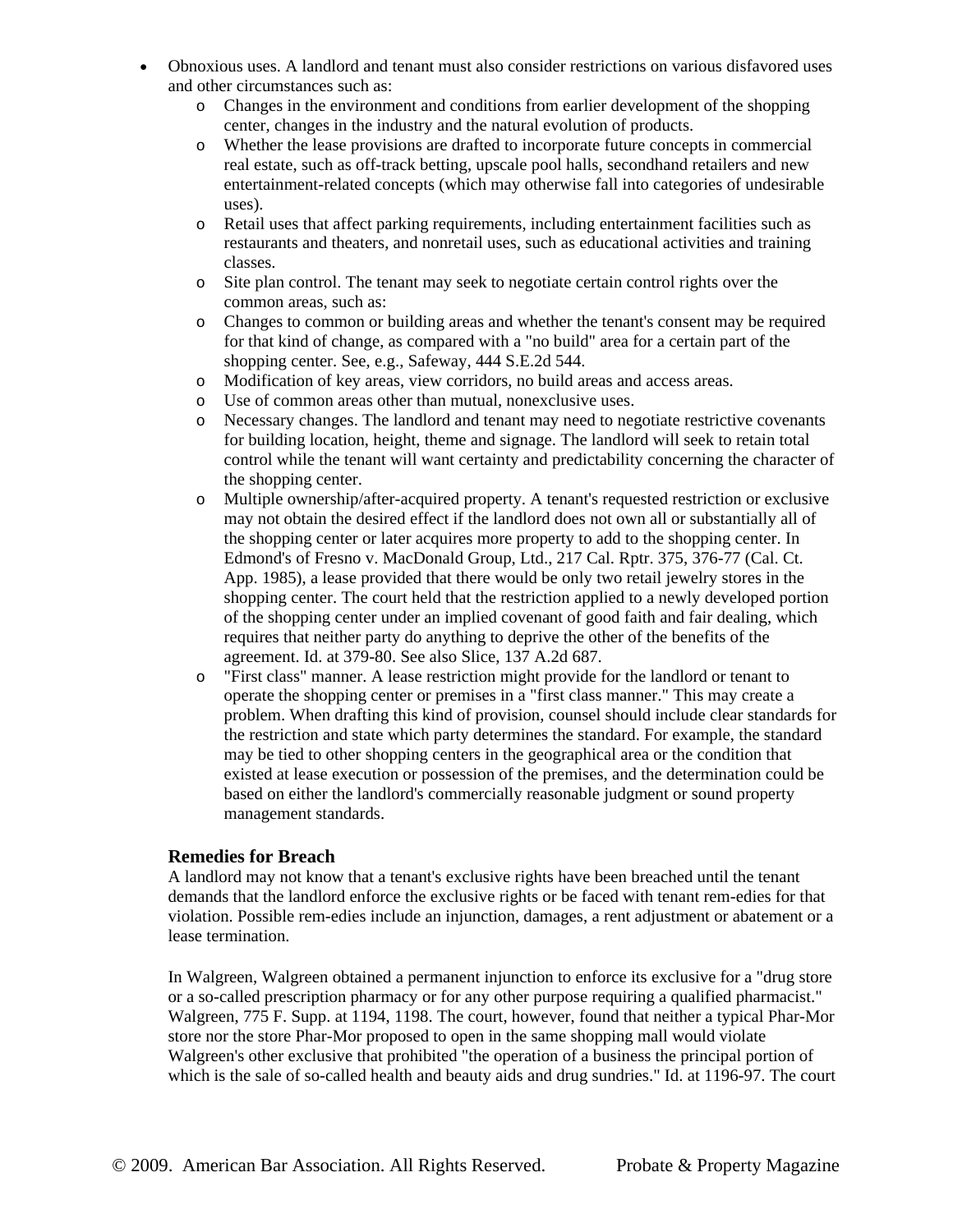- Obnoxious uses. A landlord and tenant must also consider restrictions on various disfavored uses and other circumstances such as:
    - Changes in the environment and conditions from earlier development of the shopping center, changes in the industry and the natural evolution of products.
    - Whether the lease provisions are drafted to incorporate future concepts in commercial real estate, such as off-track betting, upscale pool halls, secondhand retailers and new entertainment-related concepts (which may otherwise fall into categories of undesirable uses).
    - Retail uses that affect parking requirements, including entertainment facilities such as restaurants and theaters, and nonretail uses, such as educational activities and training classes.
    - Site plan control. The tenant may seek to negotiate certain control rights over the common areas, such as:
    - Changes to common or building areas and whether the tenant's consent may be required for that kind of change, as compared with a "no build" area for a certain part of the shopping center. See, e.g., Safeway, 444 S.E.2d 544.
    - Modification of key areas, view corridors, no build areas and access areas.
    - Use of common areas other than mutual, nonexclusive uses.
    - Necessary changes. The landlord and tenant may need to negotiate restrictive covenants for building location, height, theme and signage. The landlord will seek to retain total control while the tenant will want certainty and predictability concerning the character of the shopping center.
    - Multiple ownership/after-acquired property. A tenant's requested restriction or exclusive may not obtain the desired effect if the landlord does not own all or substantially all of the shopping center or later acquires more property to add to the shopping center. In Edmond's of Fresno v. MacDonald Group, Ltd., 217 Cal. Rptr. 375, 376-77 (Cal. Ct. App. 1985), a lease provided that there would be only two retail jewelry stores in the shopping center. The court held that the restriction applied to a newly developed portion of the shopping center under an implied covenant of good faith and fair dealing, which requires that neither party do anything to deprive the other of the benefits of the agreement. Id. at 379-80. See also Slice, 137 A.2d 687.
    - "First class" manner. A lease restriction might provide for the landlord or tenant to operate the shopping center or premises in a "first class manner." This may create a problem. When drafting this kind of provision, counsel should include clear standards for the restriction and state which party determines the standard. For example, the standard may be tied to other shopping centers in the geographical area or the condition that existed at lease execution or possession of the premises, and the determination could be based on either the landlord's commercially reasonable judgment or sound property management standards.

### Remedies for Breach

A landlord may not know that a tenant's exclusive rights have been breached until the tenant demands that the landlord enforce the exclusive rights or be faced with tenant rem-edies for that violation. Possible rem-edies include an injunction, damages, a rent adjustment or abatement or a lease termination.

In Walgreen, Walgreen obtained a permanent injunction to enforce its exclusive for a "drug store or a so-called prescription pharmacy or for any other purpose requiring a qualified pharmacist." Walgreen, 775 F. Supp. at 1194, 1198. The court, however, found that neither a typical Phar-Mor store nor the store Phar-Mor proposed to open in the same shopping mall would violate Walgreen's other exclusive that prohibited "the operation of a business the principal portion of which is the sale of so-called health and beauty aids and drug sundries." Id. at 1196-97. The court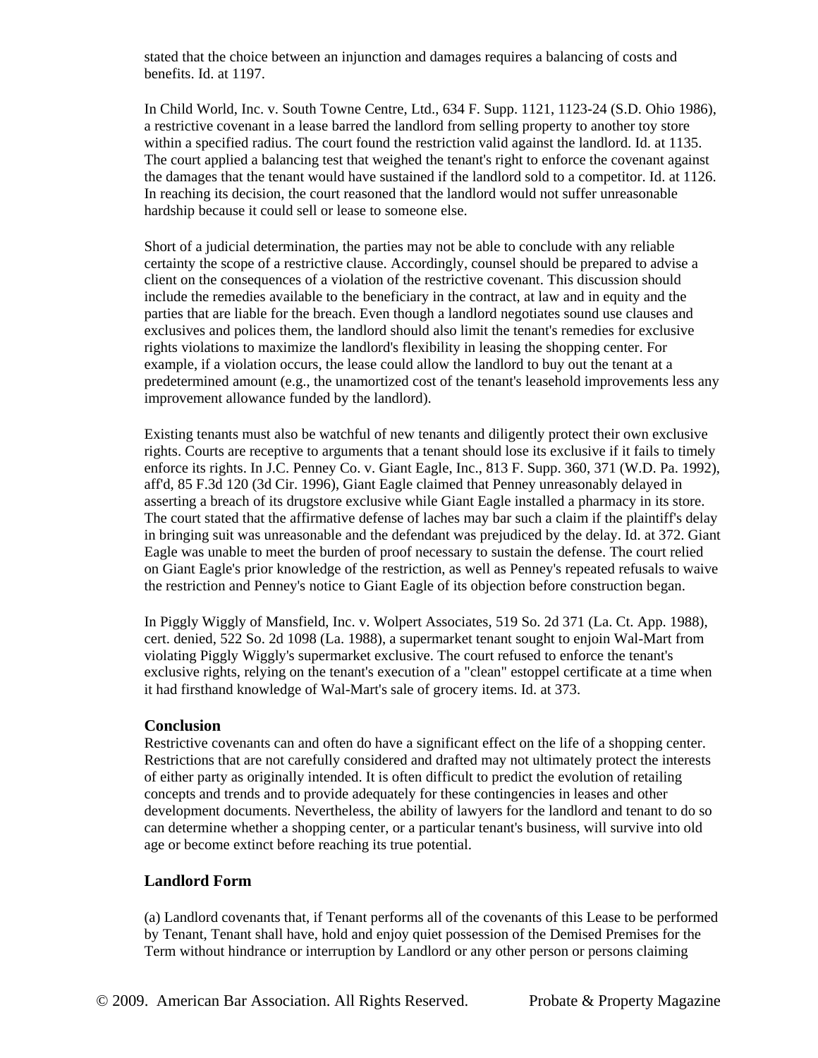stated that the choice between an injunction and damages requires a balancing of costs and benefits. Id. at 1197.

In Child World, Inc. v. South Towne Centre, Ltd., 634 F. Supp. 1121, 1123-24 (S.D. Ohio 1986), a restrictive covenant in a lease barred the landlord from selling property to another toy store within a specified radius. The court found the restriction valid against the landlord. Id. at 1135. The court applied a balancing test that weighed the tenant's right to enforce the covenant against the damages that the tenant would have sustained if the landlord sold to a competitor. Id. at 1126. In reaching its decision, the court reasoned that the landlord would not suffer unreasonable hardship because it could sell or lease to someone else.

Short of a judicial determination, the parties may not be able to conclude with any reliable certainty the scope of a restrictive clause. Accordingly, counsel should be prepared to advise a client on the consequences of a violation of the restrictive covenant. This discussion should include the remedies available to the beneficiary in the contract, at law and in equity and the parties that are liable for the breach. Even though a landlord negotiates sound use clauses and exclusives and polices them, the landlord should also limit the tenant's remedies for exclusive rights violations to maximize the landlord's flexibility in leasing the shopping center. For example, if a violation occurs, the lease could allow the landlord to buy out the tenant at a predetermined amount (e.g., the unamortized cost of the tenant's leasehold improvements less any improvement allowance funded by the landlord).

Existing tenants must also be watchful of new tenants and diligently protect their own exclusive rights. Courts are receptive to arguments that a tenant should lose its exclusive if it fails to timely enforce its rights. In J.C. Penney Co. v. Giant Eagle, Inc., 813 F. Supp. 360, 371 (W.D. Pa. 1992), aff'd, 85 F.3d 120 (3d Cir. 1996), Giant Eagle claimed that Penney unreasonably delayed in asserting a breach of its drugstore exclusive while Giant Eagle installed a pharmacy in its store. The court stated that the affirmative defense of laches may bar such a claim if the plaintiff's delay in bringing suit was unreasonable and the defendant was prejudiced by the delay. Id. at 372. Giant Eagle was unable to meet the burden of proof necessary to sustain the defense. The court relied on Giant Eagle's prior knowledge of the restriction, as well as Penney's repeated refusals to waive the restriction and Penney's notice to Giant Eagle of its objection before construction began.

In Piggly Wiggly of Mansfield, Inc. v. Wolpert Associates, 519 So. 2d 371 (La. Ct. App. 1988), cert. denied, 522 So. 2d 1098 (La. 1988), a supermarket tenant sought to enjoin Wal-Mart from violating Piggly Wiggly's supermarket exclusive. The court refused to enforce the tenant's exclusive rights, relying on the tenant's execution of a "clean" estoppel certificate at a time when it had firsthand knowledge of Wal-Mart's sale of grocery items. Id. at 373.

### Conclusion

Restrictive covenants can and often do have a significant effect on the life of a shopping center. Restrictions that are not carefully considered and drafted may not ultimately protect the interests of either party as originally intended. It is often difficult to predict the evolution of retailing concepts and trends and to provide adequately for these contingencies in leases and other development documents. Nevertheless, the ability of lawyers for the landlord and tenant to do so can determine whether a shopping center, or a particular tenant's business, will survive into old age or become extinct before reaching its true potential.

### Landlord Form

(a) Landlord covenants that, if Tenant performs all of the covenants of this Lease to be performed by Tenant, Tenant shall have, hold and enjoy quiet possession of the Demised Premises for the Term without hindrance or interruption by Landlord or any other person or persons claiming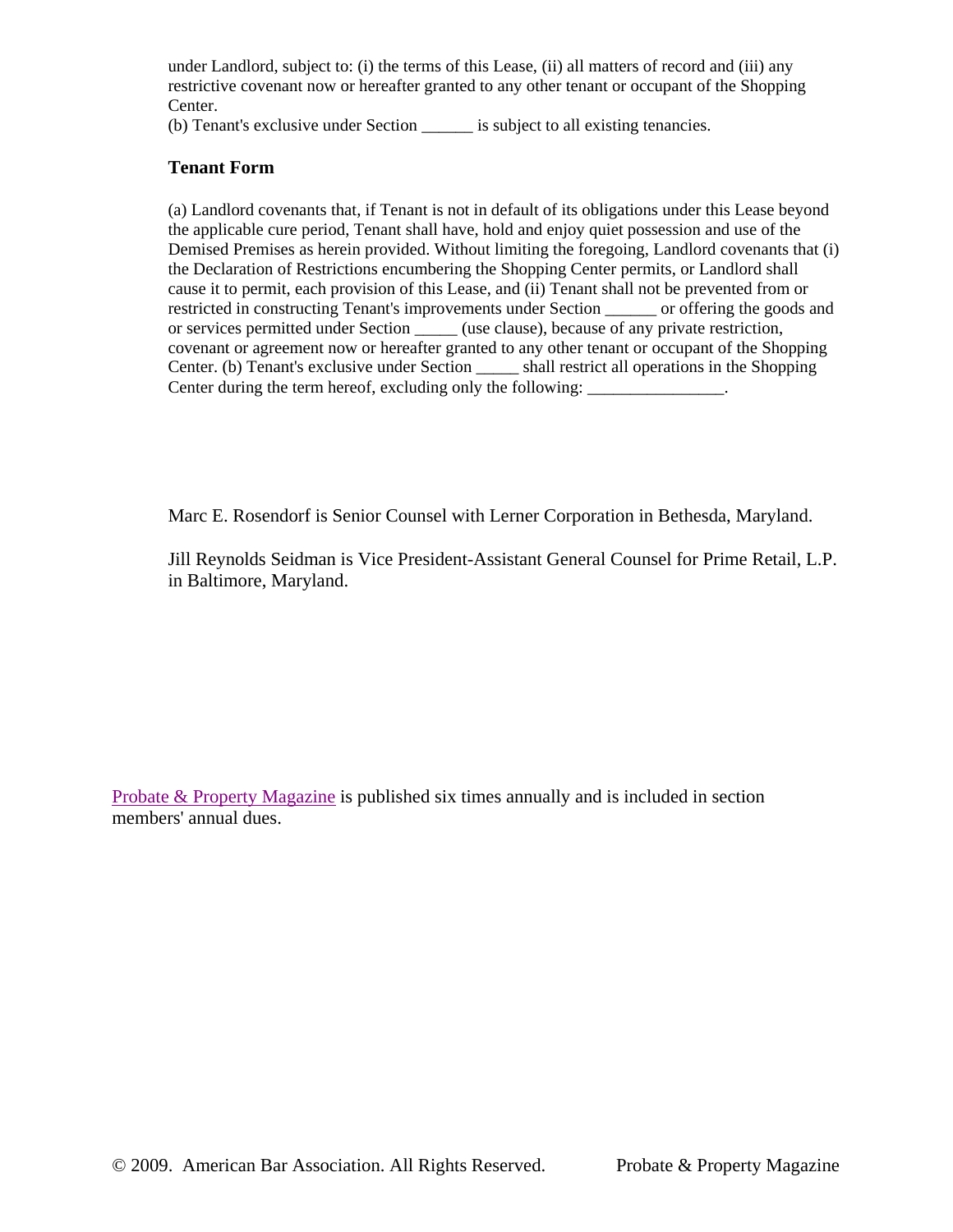under Landlord, subject to: (i) the terms of this Lease, (ii) all matters of record and (iii) any restrictive covenant now or hereafter granted to any other tenant or occupant of the Shopping Center.
(b) Tenant's exclusive under Section ______ is subject to all existing tenancies.

### Tenant Form

(a) Landlord covenants that, if Tenant is not in default of its obligations under this Lease beyond the applicable cure period, Tenant shall have, hold and enjoy quiet possession and use of the Demised Premises as herein provided. Without limiting the foregoing, Landlord covenants that (i) the Declaration of Restrictions encumbering the Shopping Center permits, or Landlord shall cause it to permit, each provision of this Lease, and (ii) Tenant shall not be prevented from or restricted in constructing Tenant's improvements under Section ______ or offering the goods and or services permitted under Section _____ (use clause), because of any private restriction, covenant or agreement now or hereafter granted to any other tenant or occupant of the Shopping Center. (b) Tenant's exclusive under Section _____ shall restrict all operations in the Shopping Center during the term hereof, excluding only the following: ________________.

Marc E. Rosendorf is Senior Counsel with Lerner Corporation in Bethesda, Maryland.

Jill Reynolds Seidman is Vice President-Assistant General Counsel for Prime Retail, L.P. in Baltimore, Maryland.

Probate & Property Magazine is published six times annually and is included in section members' annual dues.

© 2009. American Bar Association. All Rights Reserved.